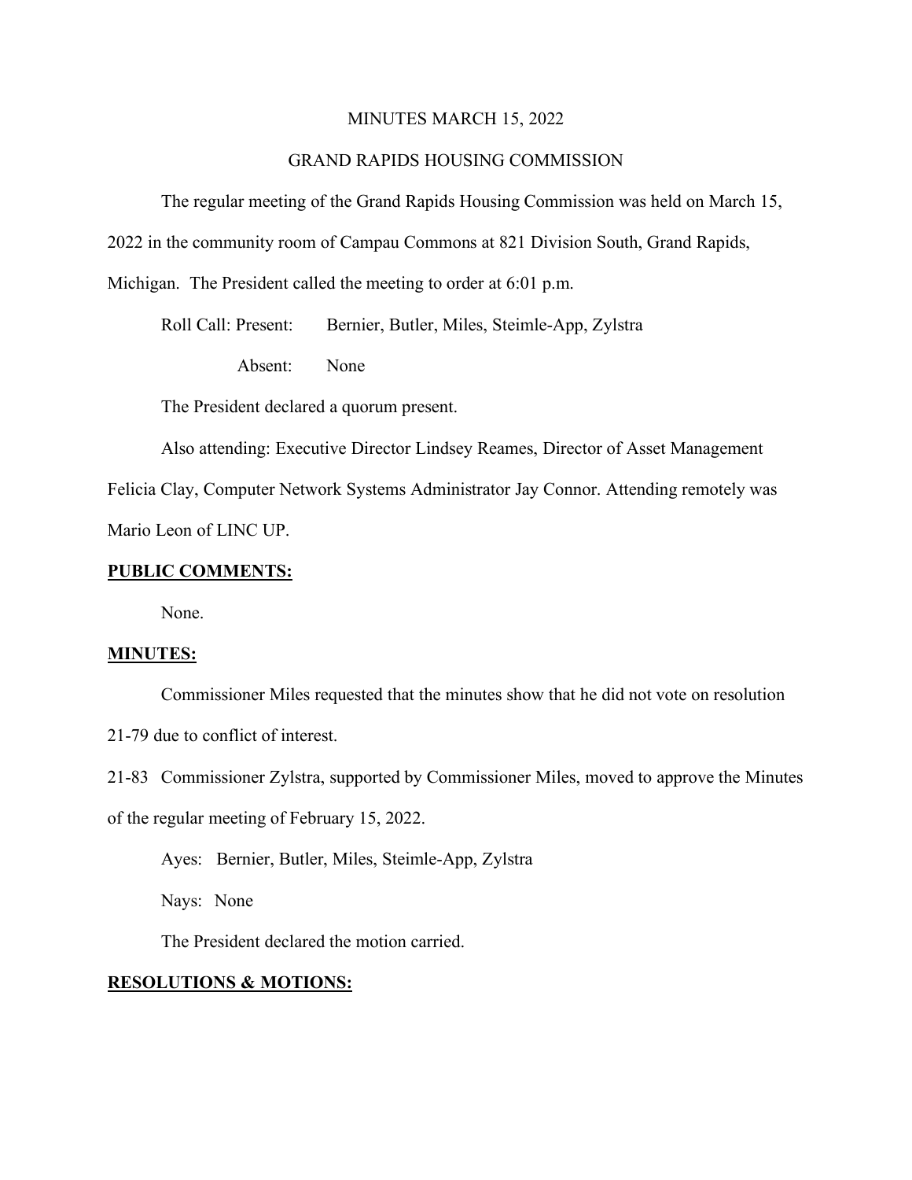MINUTES MARCH 15, 2022

GRAND RAPIDS HOUSING COMMISSION

The regular meeting of the Grand Rapids Housing Commission was held on March 15, 2022 in the community room of Campau Commons at 821 Division South, Grand Rapids, Michigan. The President called the meeting to order at 6:01 p.m.

Roll Call: Present: Bernier, Butler, Miles, Steimle-App, Zylstra

Absent: None

The President declared a quorum present.

Also attending: Executive Director Lindsey Reames, Director of Asset Management Felicia Clay, Computer Network Systems Administrator Jay Connor. Attending remotely was Mario Leon of LINC UP.

**PUBLIC COMMENTS:**

None.

**MINUTES:**

Commissioner Miles requested that the minutes show that he did not vote on resolution 21-79 due to conflict of interest.

21-83 Commissioner Zylstra, supported by Commissioner Miles, moved to approve the Minutes of the regular meeting of February 15, 2022.

Ayes: Bernier, Butler, Miles, Steimle-App, Zylstra

Nays: None

The President declared the motion carried.

**RESOLUTIONS & MOTIONS:**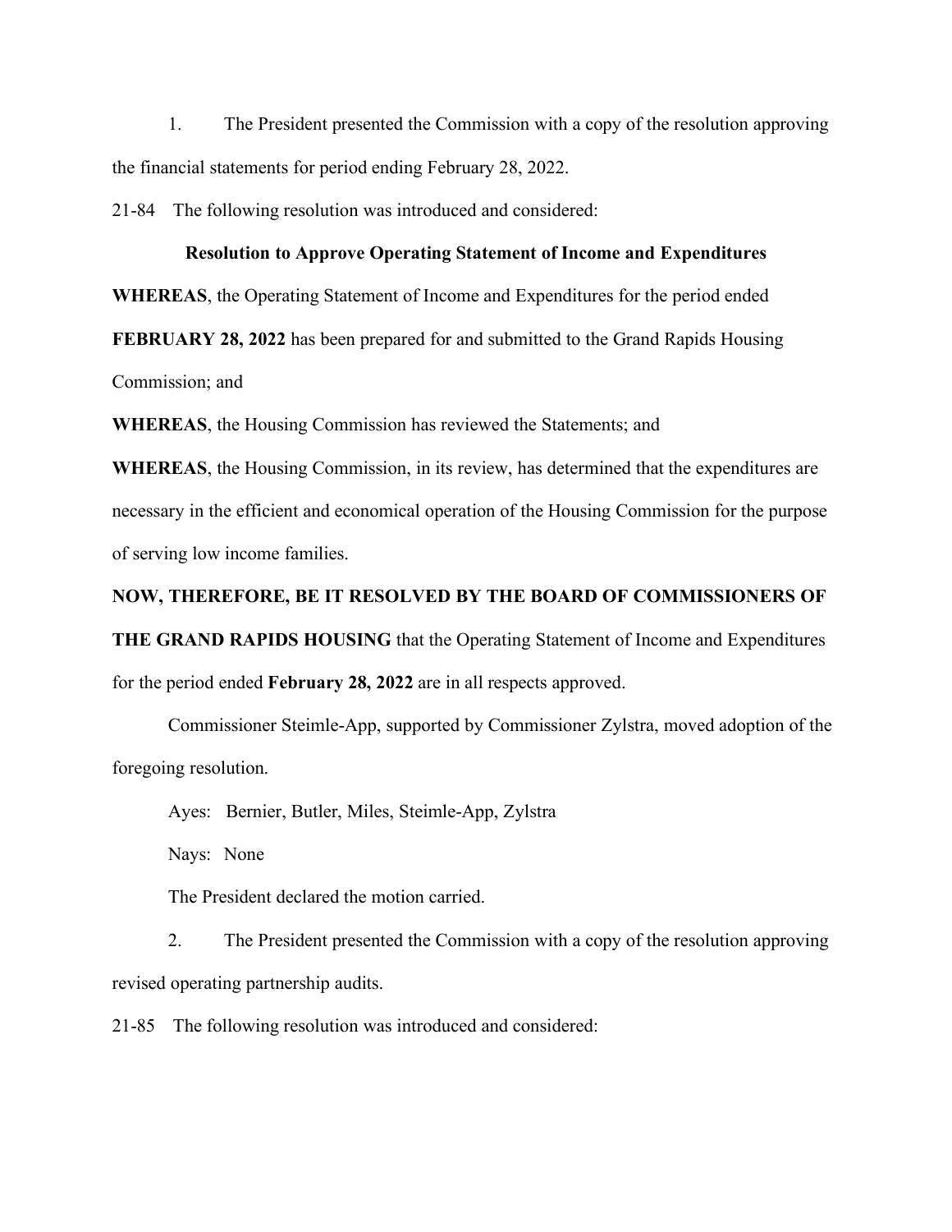1. The President presented the Commission with a copy of the resolution approving the financial statements for period ending February 28, 2022.

21-84 The following resolution was introduced and considered:

**Resolution to Approve Operating Statement of Income and Expenditures**

**WHEREAS**, the Operating Statement of Income and Expenditures for the period ended **FEBRUARY 28, 2022** has been prepared for and submitted to the Grand Rapids Housing Commission; and

**WHEREAS**, the Housing Commission has reviewed the Statements; and

**WHEREAS**, the Housing Commission, in its review, has determined that the expenditures are necessary in the efficient and economical operation of the Housing Commission for the purpose of serving low income families.

**NOW, THEREFORE, BE IT RESOLVED BY THE BOARD OF COMMISSIONERS OF THE GRAND RAPIDS HOUSING** that the Operating Statement of Income and Expenditures for the period ended **February 28, 2022** are in all respects approved.

Commissioner Steimle-App, supported by Commissioner Zylstra, moved adoption of the foregoing resolution.

Ayes: Bernier, Butler, Miles, Steimle-App, Zylstra

Nays: None

The President declared the motion carried.

2. The President presented the Commission with a copy of the resolution approving revised operating partnership audits.

21-85 The following resolution was introduced and considered: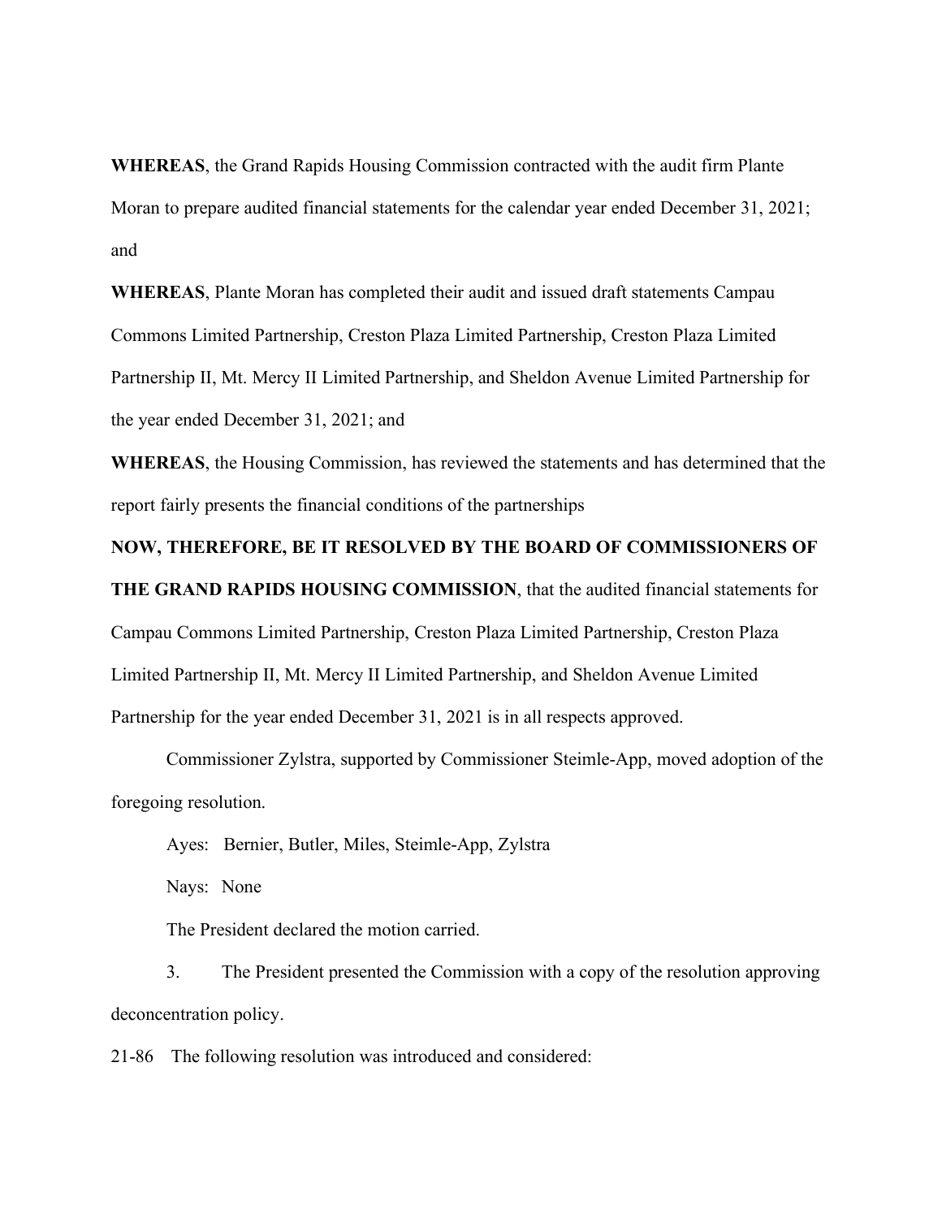**WHEREAS**, the Grand Rapids Housing Commission contracted with the audit firm Plante Moran to prepare audited financial statements for the calendar year ended December 31, 2021; and

**WHEREAS**, Plante Moran has completed their audit and issued draft statements Campau Commons Limited Partnership, Creston Plaza Limited Partnership, Creston Plaza Limited Partnership II, Mt. Mercy II Limited Partnership, and Sheldon Avenue Limited Partnership for the year ended December 31, 2021; and

**WHEREAS**, the Housing Commission, has reviewed the statements and has determined that the report fairly presents the financial conditions of the partnerships

**NOW, THEREFORE, BE IT RESOLVED BY THE BOARD OF COMMISSIONERS OF THE GRAND RAPIDS HOUSING COMMISSION**, that the audited financial statements for Campau Commons Limited Partnership, Creston Plaza Limited Partnership, Creston Plaza Limited Partnership II, Mt. Mercy II Limited Partnership, and Sheldon Avenue Limited Partnership for the year ended December 31, 2021 is in all respects approved.

Commissioner Zylstra, supported by Commissioner Steimle-App, moved adoption of the foregoing resolution.

Ayes: Bernier, Butler, Miles, Steimle-App, Zylstra

Nays: None

The President declared the motion carried.

3. The President presented the Commission with a copy of the resolution approving deconcentration policy.

21-86 The following resolution was introduced and considered: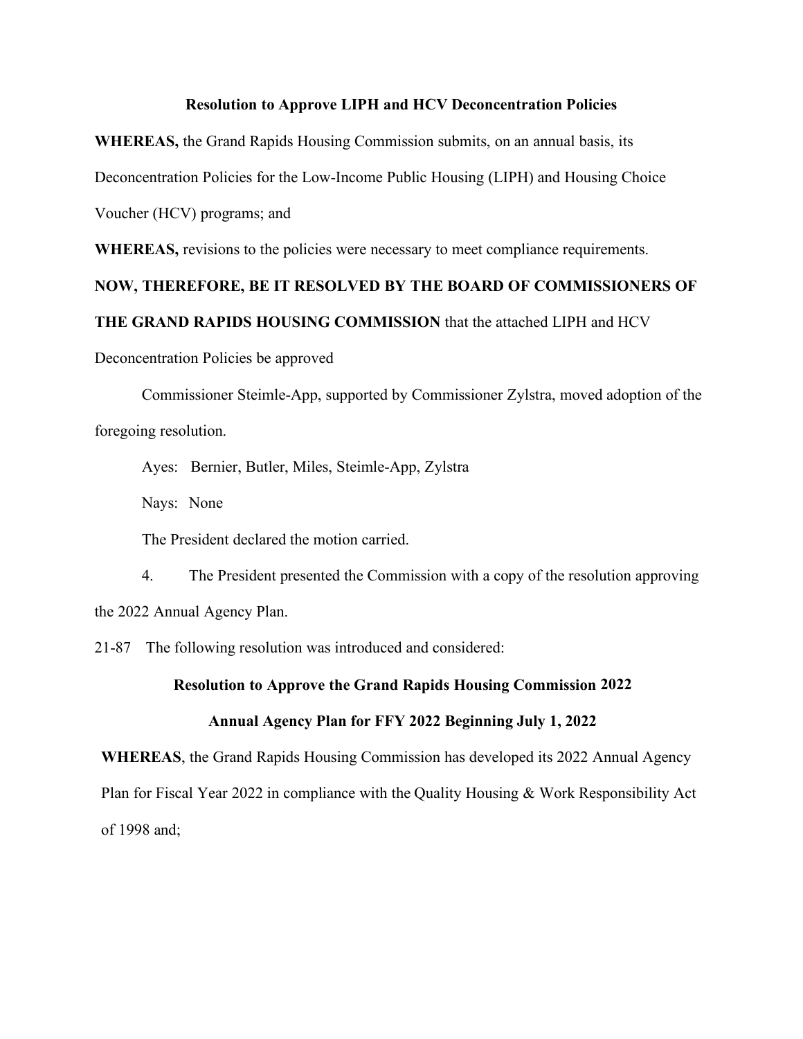**Resolution to Approve LIPH and HCV Deconcentration Policies**

**WHEREAS,** the Grand Rapids Housing Commission submits, on an annual basis, its Deconcentration Policies for the Low-Income Public Housing (LIPH) and Housing Choice Voucher (HCV) programs; and

**WHEREAS,** revisions to the policies were necessary to meet compliance requirements.

**NOW, THEREFORE, BE IT RESOLVED BY THE BOARD OF COMMISSIONERS OF THE GRAND RAPIDS HOUSING COMMISSION** that the attached LIPH and HCV Deconcentration Policies be approved

Commissioner Steimle-App, supported by Commissioner Zylstra, moved adoption of the foregoing resolution.

Ayes: Bernier, Butler, Miles, Steimle-App, Zylstra

Nays: None

The President declared the motion carried.

4. The President presented the Commission with a copy of the resolution approving the 2022 Annual Agency Plan.

21-87 The following resolution was introduced and considered:

**Resolution to Approve the Grand Rapids Housing Commission 2022**

**Annual Agency Plan for FFY 2022 Beginning July 1, 2022**

**WHEREAS**, the Grand Rapids Housing Commission has developed its 2022 Annual Agency Plan for Fiscal Year 2022 in compliance with the Quality Housing & Work Responsibility Act of 1998 and;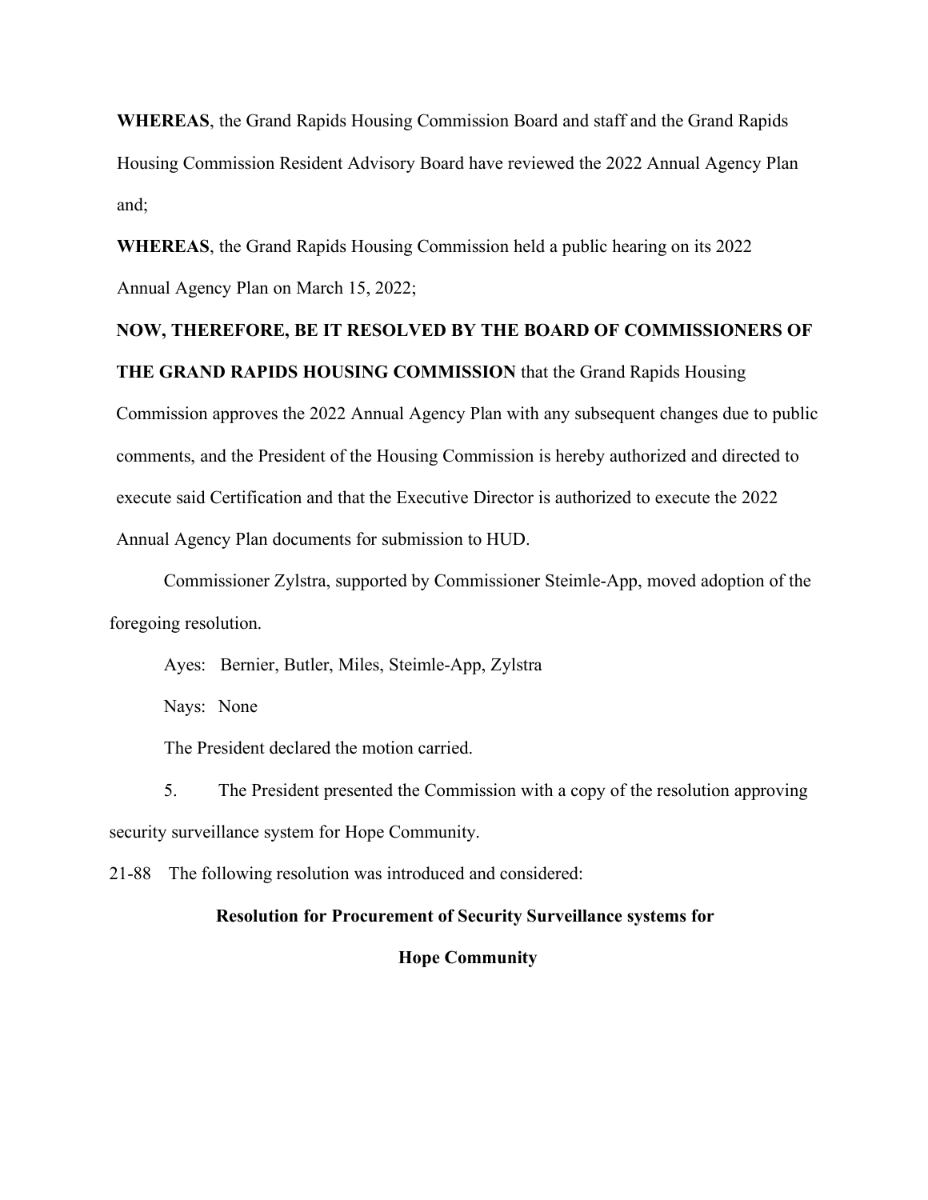**WHEREAS**, the Grand Rapids Housing Commission Board and staff and the Grand Rapids Housing Commission Resident Advisory Board have reviewed the 2022 Annual Agency Plan and;

**WHEREAS**, the Grand Rapids Housing Commission held a public hearing on its 2022 Annual Agency Plan on March 15, 2022;

**NOW, THEREFORE, BE IT RESOLVED BY THE BOARD OF COMMISSIONERS OF THE GRAND RAPIDS HOUSING COMMISSION** that the Grand Rapids Housing Commission approves the 2022 Annual Agency Plan with any subsequent changes due to public comments, and the President of the Housing Commission is hereby authorized and directed to execute said Certification and that the Executive Director is authorized to execute the 2022 Annual Agency Plan documents for submission to HUD.

Commissioner Zylstra, supported by Commissioner Steimle-App, moved adoption of the foregoing resolution.

Ayes: Bernier, Butler, Miles, Steimle-App, Zylstra

Nays: None

The President declared the motion carried.

5. The President presented the Commission with a copy of the resolution approving security surveillance system for Hope Community.

21-88 The following resolution was introduced and considered:

**Resolution for Procurement of Security Surveillance systems for Hope Community**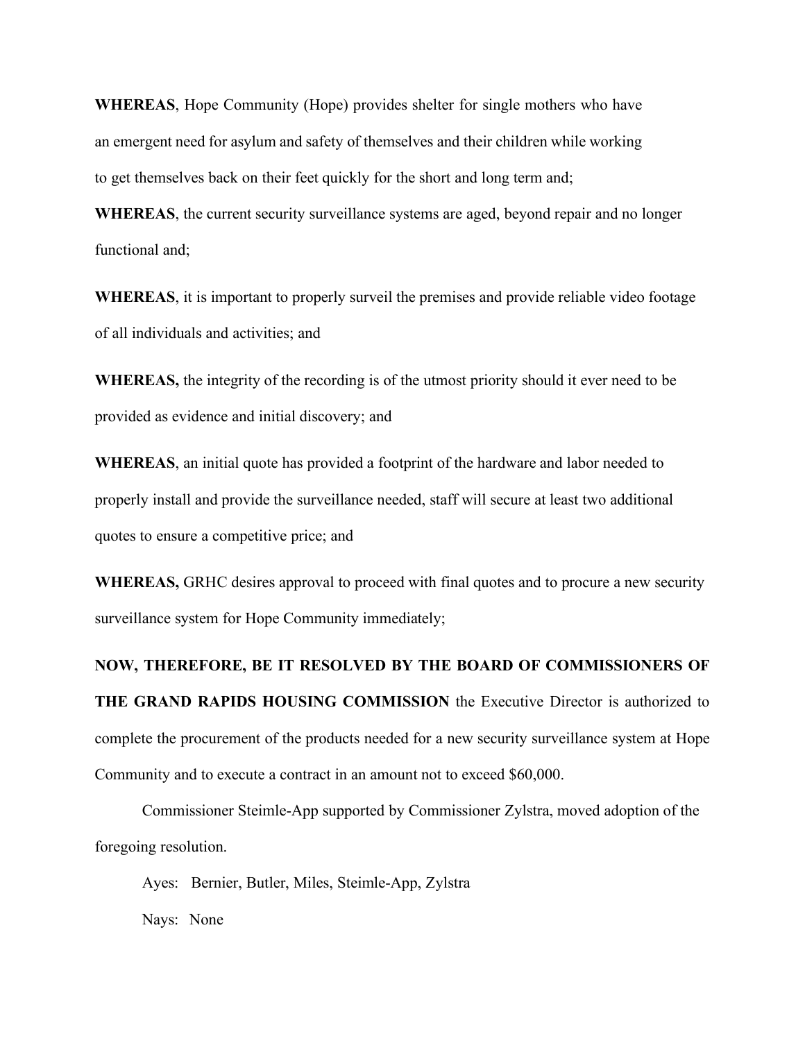**WHEREAS**, Hope Community (Hope) provides shelter for single mothers who have an emergent need for asylum and safety of themselves and their children while working to get themselves back on their feet quickly for the short and long term and;

**WHEREAS**, the current security surveillance systems are aged, beyond repair and no longer functional and;

**WHEREAS**, it is important to properly surveil the premises and provide reliable video footage of all individuals and activities; and

**WHEREAS,** the integrity of the recording is of the utmost priority should it ever need to be provided as evidence and initial discovery; and

**WHEREAS**, an initial quote has provided a footprint of the hardware and labor needed to properly install and provide the surveillance needed, staff will secure at least two additional quotes to ensure a competitive price; and

**WHEREAS,** GRHC desires approval to proceed with final quotes and to procure a new security surveillance system for Hope Community immediately;

**NOW, THEREFORE, BE IT RESOLVED BY THE BOARD OF COMMISSIONERS OF THE GRAND RAPIDS HOUSING COMMISSION** the Executive Director is authorized to complete the procurement of the products needed for a new security surveillance system at Hope Community and to execute a contract in an amount not to exceed $60,000.

Commissioner Steimle-App supported by Commissioner Zylstra, moved adoption of the foregoing resolution.

Ayes: Bernier, Butler, Miles, Steimle-App, Zylstra

Nays: None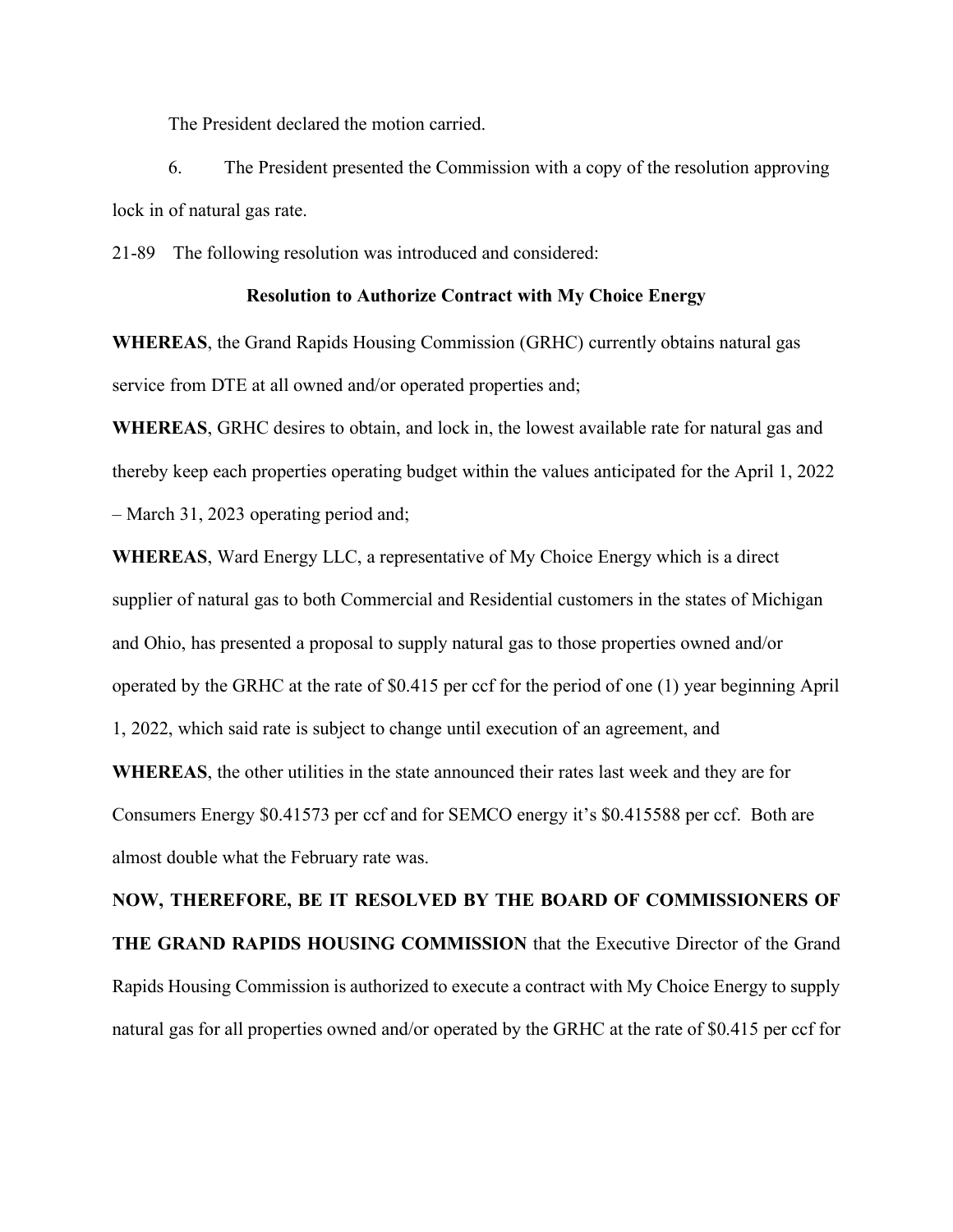The President declared the motion carried.

6. The President presented the Commission with a copy of the resolution approving lock in of natural gas rate.

21-89 The following resolution was introduced and considered:

**Resolution to Authorize Contract with My Choice Energy**

**WHEREAS**, the Grand Rapids Housing Commission (GRHC) currently obtains natural gas service from DTE at all owned and/or operated properties and;

**WHEREAS**, GRHC desires to obtain, and lock in, the lowest available rate for natural gas and thereby keep each properties operating budget within the values anticipated for the April 1, 2022 – March 31, 2023 operating period and;

**WHEREAS**, Ward Energy LLC, a representative of My Choice Energy which is a direct supplier of natural gas to both Commercial and Residential customers in the states of Michigan and Ohio, has presented a proposal to supply natural gas to those properties owned and/or operated by the GRHC at the rate of $0.415 per ccf for the period of one (1) year beginning April 1, 2022, which said rate is subject to change until execution of an agreement, and

**WHEREAS**, the other utilities in the state announced their rates last week and they are for Consumers Energy $0.41573 per ccf and for SEMCO energy it's $0.415588 per ccf. Both are almost double what the February rate was.

**NOW, THEREFORE, BE IT RESOLVED BY THE BOARD OF COMMISSIONERS OF THE GRAND RAPIDS HOUSING COMMISSION** that the Executive Director of the Grand Rapids Housing Commission is authorized to execute a contract with My Choice Energy to supply natural gas for all properties owned and/or operated by the GRHC at the rate of $0.415 per ccf for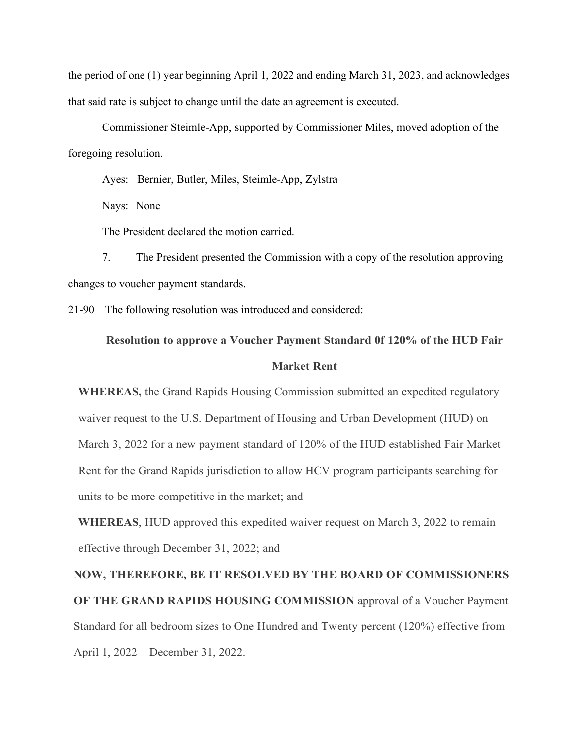the period of one (1) year beginning April 1, 2022 and ending March 31, 2023, and acknowledges that said rate is subject to change until the date an agreement is executed.

Commissioner Steimle-App, supported by Commissioner Miles, moved adoption of the foregoing resolution.

Ayes: Bernier, Butler, Miles, Steimle-App, Zylstra

Nays: None

The President declared the motion carried.

7. The President presented the Commission with a copy of the resolution approving changes to voucher payment standards.

21-90 The following resolution was introduced and considered:

**Resolution to approve a Voucher Payment Standard 0f 120% of the HUD Fair Market Rent**

**WHEREAS,** the Grand Rapids Housing Commission submitted an expedited regulatory waiver request to the U.S. Department of Housing and Urban Development (HUD) on March 3, 2022 for a new payment standard of 120% of the HUD established Fair Market Rent for the Grand Rapids jurisdiction to allow HCV program participants searching for units to be more competitive in the market; and

**WHEREAS**, HUD approved this expedited waiver request on March 3, 2022 to remain effective through December 31, 2022; and

**NOW, THEREFORE, BE IT RESOLVED BY THE BOARD OF COMMISSIONERS OF THE GRAND RAPIDS HOUSING COMMISSION** approval of a Voucher Payment Standard for all bedroom sizes to One Hundred and Twenty percent (120%) effective from April 1, 2022 – December 31, 2022.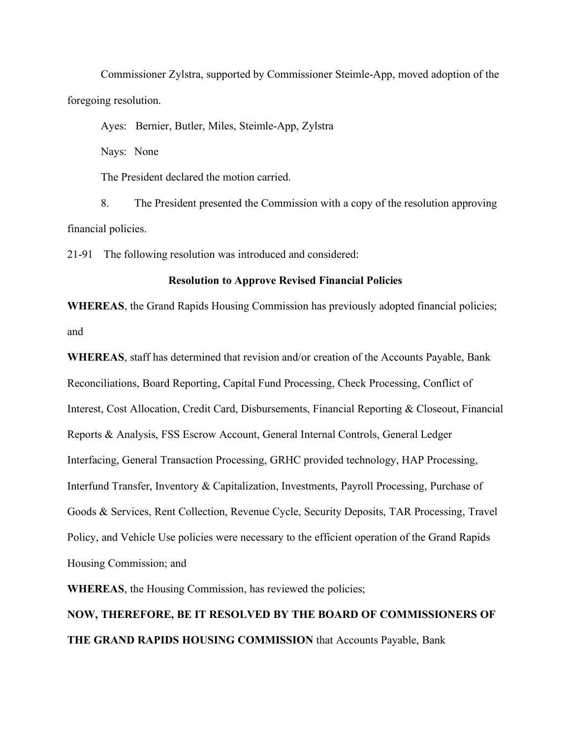Commissioner Zylstra, supported by Commissioner Steimle-App, moved adoption of the foregoing resolution.

Ayes: Bernier, Butler, Miles, Steimle-App, Zylstra

Nays: None

The President declared the motion carried.

8. The President presented the Commission with a copy of the resolution approving financial policies.

21-91 The following resolution was introduced and considered:

**Resolution to Approve Revised Financial Policies**

**WHEREAS**, the Grand Rapids Housing Commission has previously adopted financial policies; and

**WHEREAS**, staff has determined that revision and/or creation of the Accounts Payable, Bank Reconciliations, Board Reporting, Capital Fund Processing, Check Processing, Conflict of Interest, Cost Allocation, Credit Card, Disbursements, Financial Reporting & Closeout, Financial Reports & Analysis, FSS Escrow Account, General Internal Controls, General Ledger Interfacing, General Transaction Processing, GRHC provided technology, HAP Processing, Interfund Transfer, Inventory & Capitalization, Investments, Payroll Processing, Purchase of Goods & Services, Rent Collection, Revenue Cycle, Security Deposits, TAR Processing, Travel Policy, and Vehicle Use policies were necessary to the efficient operation of the Grand Rapids Housing Commission; and

**WHEREAS**, the Housing Commission, has reviewed the policies;

**NOW, THEREFORE, BE IT RESOLVED BY THE BOARD OF COMMISSIONERS OF THE GRAND RAPIDS HOUSING COMMISSION** that Accounts Payable, Bank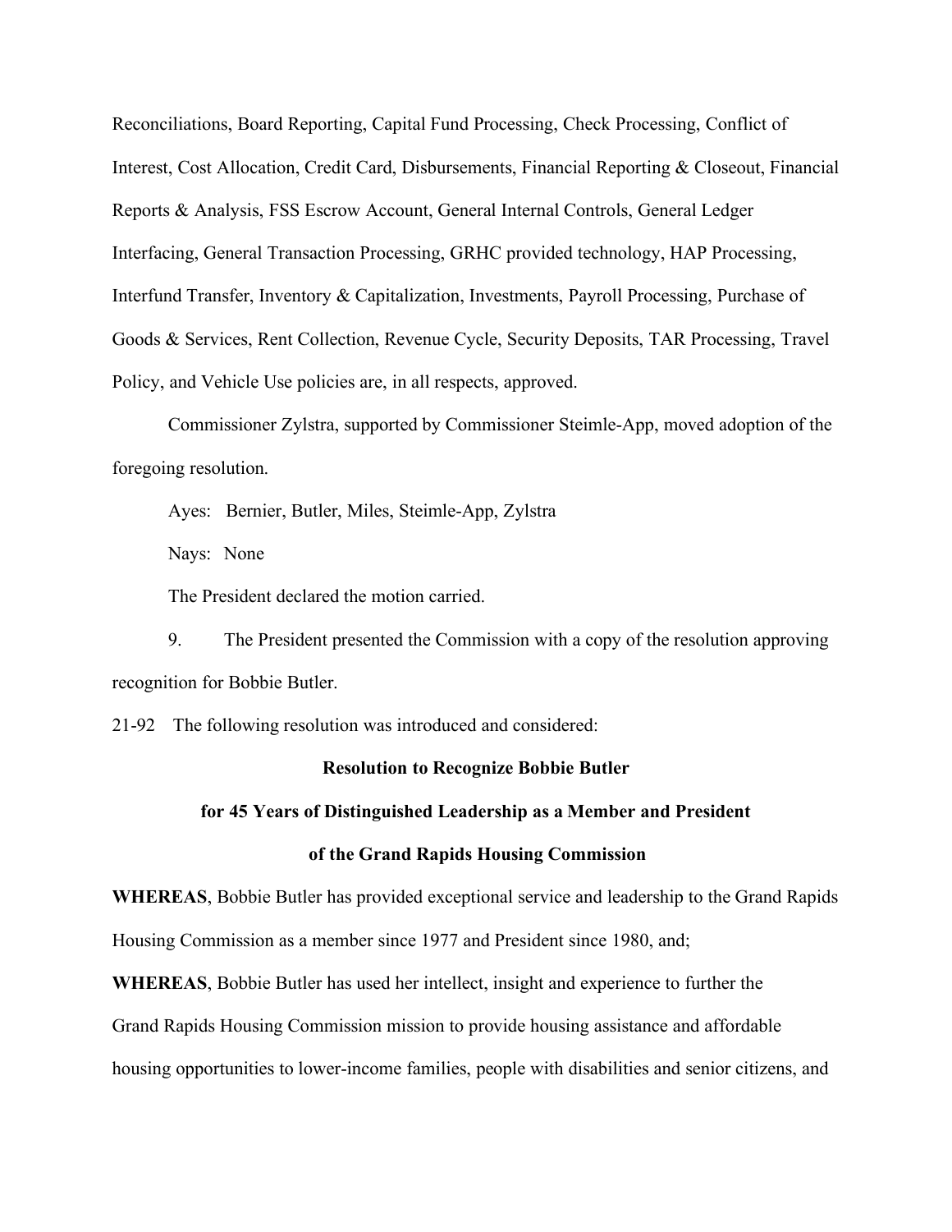Reconciliations, Board Reporting, Capital Fund Processing, Check Processing, Conflict of Interest, Cost Allocation, Credit Card, Disbursements, Financial Reporting & Closeout, Financial Reports & Analysis, FSS Escrow Account, General Internal Controls, General Ledger Interfacing, General Transaction Processing, GRHC provided technology, HAP Processing, Interfund Transfer, Inventory & Capitalization, Investments, Payroll Processing, Purchase of Goods & Services, Rent Collection, Revenue Cycle, Security Deposits, TAR Processing, Travel Policy, and Vehicle Use policies are, in all respects, approved.

Commissioner Zylstra, supported by Commissioner Steimle-App, moved adoption of the foregoing resolution.

Ayes: Bernier, Butler, Miles, Steimle-App, Zylstra

Nays: None

The President declared the motion carried.

9. The President presented the Commission with a copy of the resolution approving recognition for Bobbie Butler.

21-92 The following resolution was introduced and considered:

**Resolution to Recognize Bobbie Butler**

**for 45 Years of Distinguished Leadership as a Member and President**

**of the Grand Rapids Housing Commission**

**WHEREAS**, Bobbie Butler has provided exceptional service and leadership to the Grand Rapids Housing Commission as a member since 1977 and President since 1980, and;

**WHEREAS**, Bobbie Butler has used her intellect, insight and experience to further the Grand Rapids Housing Commission mission to provide housing assistance and affordable housing opportunities to lower-income families, people with disabilities and senior citizens, and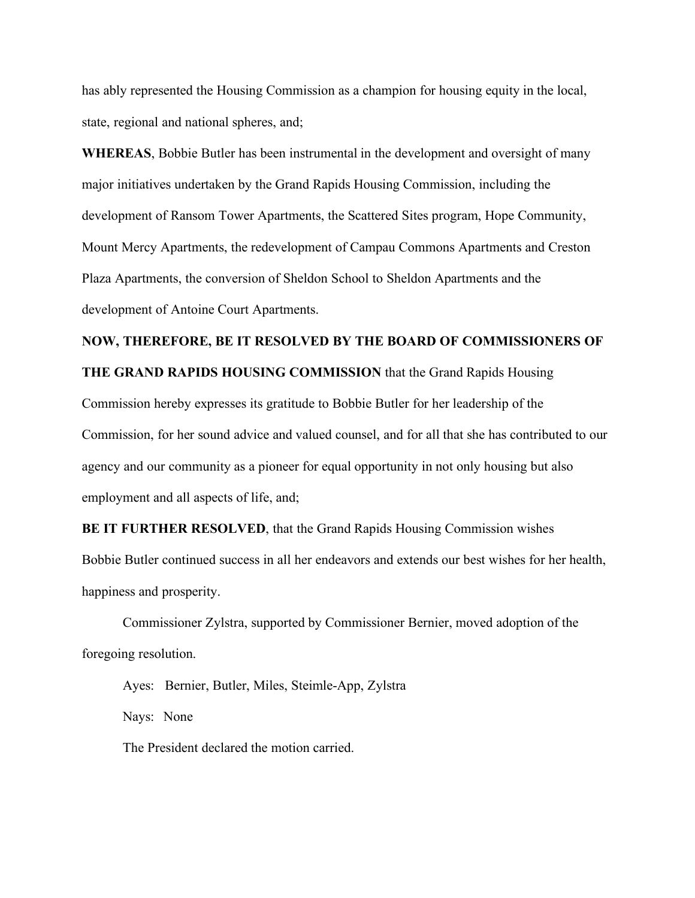has ably represented the Housing Commission as a champion for housing equity in the local, state, regional and national spheres, and;

**WHEREAS**, Bobbie Butler has been instrumental in the development and oversight of many major initiatives undertaken by the Grand Rapids Housing Commission, including the development of Ransom Tower Apartments, the Scattered Sites program, Hope Community, Mount Mercy Apartments, the redevelopment of Campau Commons Apartments and Creston Plaza Apartments, the conversion of Sheldon School to Sheldon Apartments and the development of Antoine Court Apartments.

**NOW, THEREFORE, BE IT RESOLVED BY THE BOARD OF COMMISSIONERS OF THE GRAND RAPIDS HOUSING COMMISSION** that the Grand Rapids Housing Commission hereby expresses its gratitude to Bobbie Butler for her leadership of the Commission, for her sound advice and valued counsel, and for all that she has contributed to our agency and our community as a pioneer for equal opportunity in not only housing but also employment and all aspects of life, and;

**BE IT FURTHER RESOLVED**, that the Grand Rapids Housing Commission wishes Bobbie Butler continued success in all her endeavors and extends our best wishes for her health, happiness and prosperity.

Commissioner Zylstra, supported by Commissioner Bernier, moved adoption of the foregoing resolution.

Ayes: Bernier, Butler, Miles, Steimle-App, Zylstra

Nays: None

The President declared the motion carried.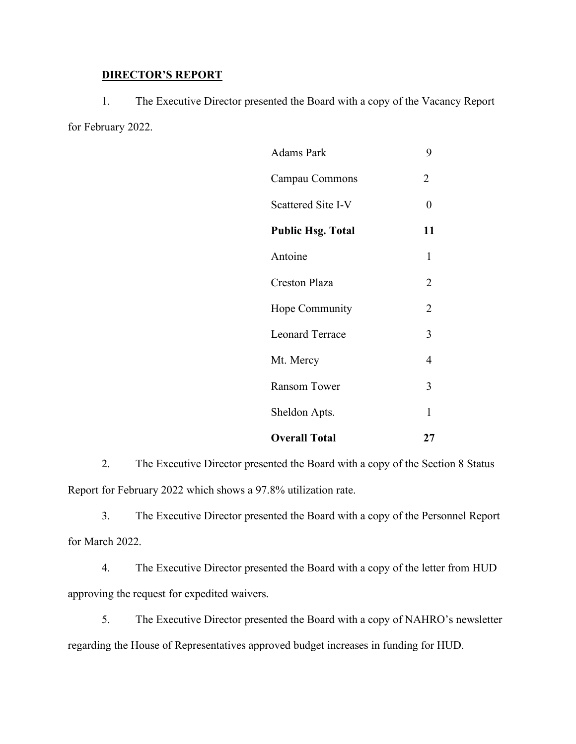## DIRECTOR'S REPORT

1. The Executive Director presented the Board with a copy of the Vacancy Report for February 2022.

| | |
|---|---|
| Adams Park | 9 |
| Campau Commons | 2 |
| Scattered Site I-V | 0 |
| **Public Hsg. Total** | **11** |
| Antoine | 1 |
| Creston Plaza | 2 |
| Hope Community | 2 |
| Leonard Terrace | 3 |
| Mt. Mercy | 4 |
| Ransom Tower | 3 |
| Sheldon Apts. | 1 |
| **Overall Total** | **27** |

2. The Executive Director presented the Board with a copy of the Section 8 Status Report for February 2022 which shows a 97.8% utilization rate.

3. The Executive Director presented the Board with a copy of the Personnel Report for March 2022.

4. The Executive Director presented the Board with a copy of the letter from HUD approving the request for expedited waivers.

5. The Executive Director presented the Board with a copy of NAHRO's newsletter regarding the House of Representatives approved budget increases in funding for HUD.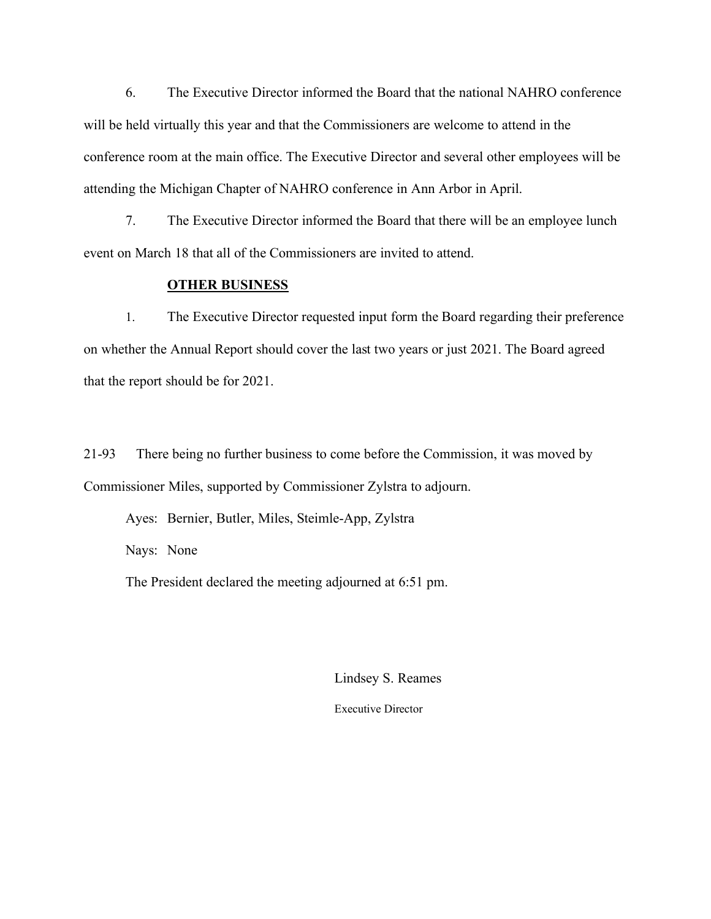6. The Executive Director informed the Board that the national NAHRO conference will be held virtually this year and that the Commissioners are welcome to attend in the conference room at the main office. The Executive Director and several other employees will be attending the Michigan Chapter of NAHRO conference in Ann Arbor in April.

7. The Executive Director informed the Board that there will be an employee lunch event on March 18 that all of the Commissioners are invited to attend.

**OTHER BUSINESS**

1. The Executive Director requested input form the Board regarding their preference on whether the Annual Report should cover the last two years or just 2021. The Board agreed that the report should be for 2021.

21-93 There being no further business to come before the Commission, it was moved by Commissioner Miles, supported by Commissioner Zylstra to adjourn.

Ayes: Bernier, Butler, Miles, Steimle-App, Zylstra

Nays: None

The President declared the meeting adjourned at 6:51 pm.

Lindsey S. Reames

Executive Director